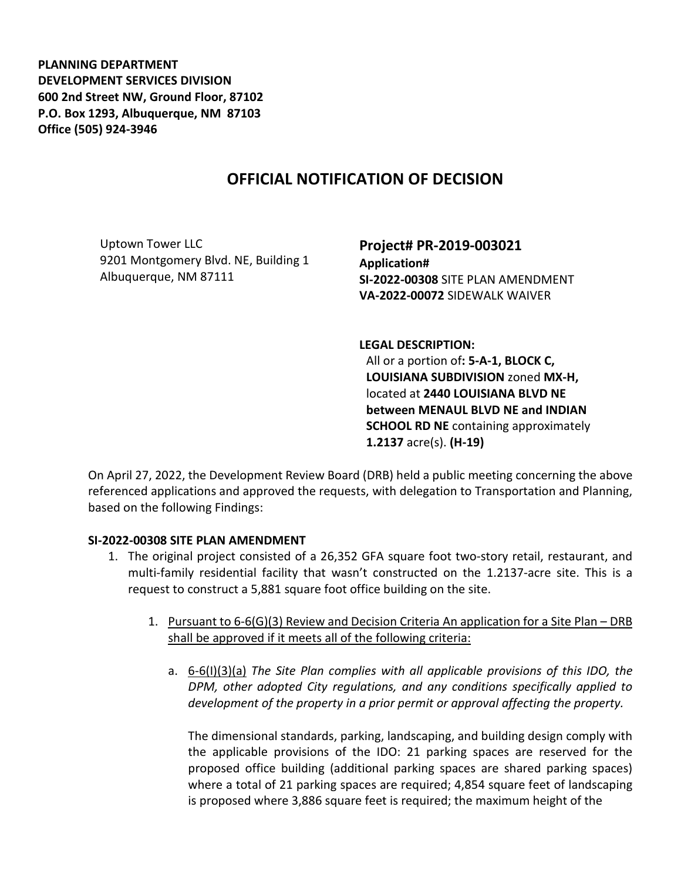**PLANNING DEPARTMENT**
**DEVELOPMENT SERVICES DIVISION**
**600 2nd Street NW, Ground Floor, 87102**
**P.O. Box 1293, Albuquerque, NM 87103**
**Office (505) 924-3946**

# OFFICIAL NOTIFICATION OF DECISION

Uptown Tower LLC
9201 Montgomery Blvd. NE, Building 1
Albuquerque, NM 87111

**Project# PR-2019-003021**
**Application#**
**SI-2022-00308** SITE PLAN AMENDMENT
**VA-2022-00072** SIDEWALK WAIVER

**LEGAL DESCRIPTION:**
All or a portion of**: 5-A-1, BLOCK C, LOUISIANA SUBDIVISION** zoned **MX-H,** located at **2440 LOUISIANA BLVD NE between MENAUL BLVD NE and INDIAN SCHOOL RD NE** containing approximately **1.2137** acre(s). **(H-19)**

On April 27, 2022, the Development Review Board (DRB) held a public meeting concerning the above referenced applications and approved the requests, with delegation to Transportation and Planning, based on the following Findings:

**SI-2022-00308 SITE PLAN AMENDMENT**

1. The original project consisted of a 26,352 GFA square foot two-story retail, restaurant, and multi-family residential facility that wasn't constructed on the 1.2137-acre site. This is a request to construct a 5,881 square foot office building on the site.

   1. Pursuant to 6-6(G)(3) Review and Decision Criteria An application for a Site Plan – DRB shall be approved if it meets all of the following criteria:

      a. 6-6(I)(3)(a) *The Site Plan complies with all applicable provisions of this IDO, the DPM, other adopted City regulations, and any conditions specifically applied to development of the property in a prior permit or approval affecting the property.*

      The dimensional standards, parking, landscaping, and building design comply with the applicable provisions of the IDO: 21 parking spaces are reserved for the proposed office building (additional parking spaces are shared parking spaces) where a total of 21 parking spaces are required; 4,854 square feet of landscaping is proposed where 3,886 square feet is required; the maximum height of the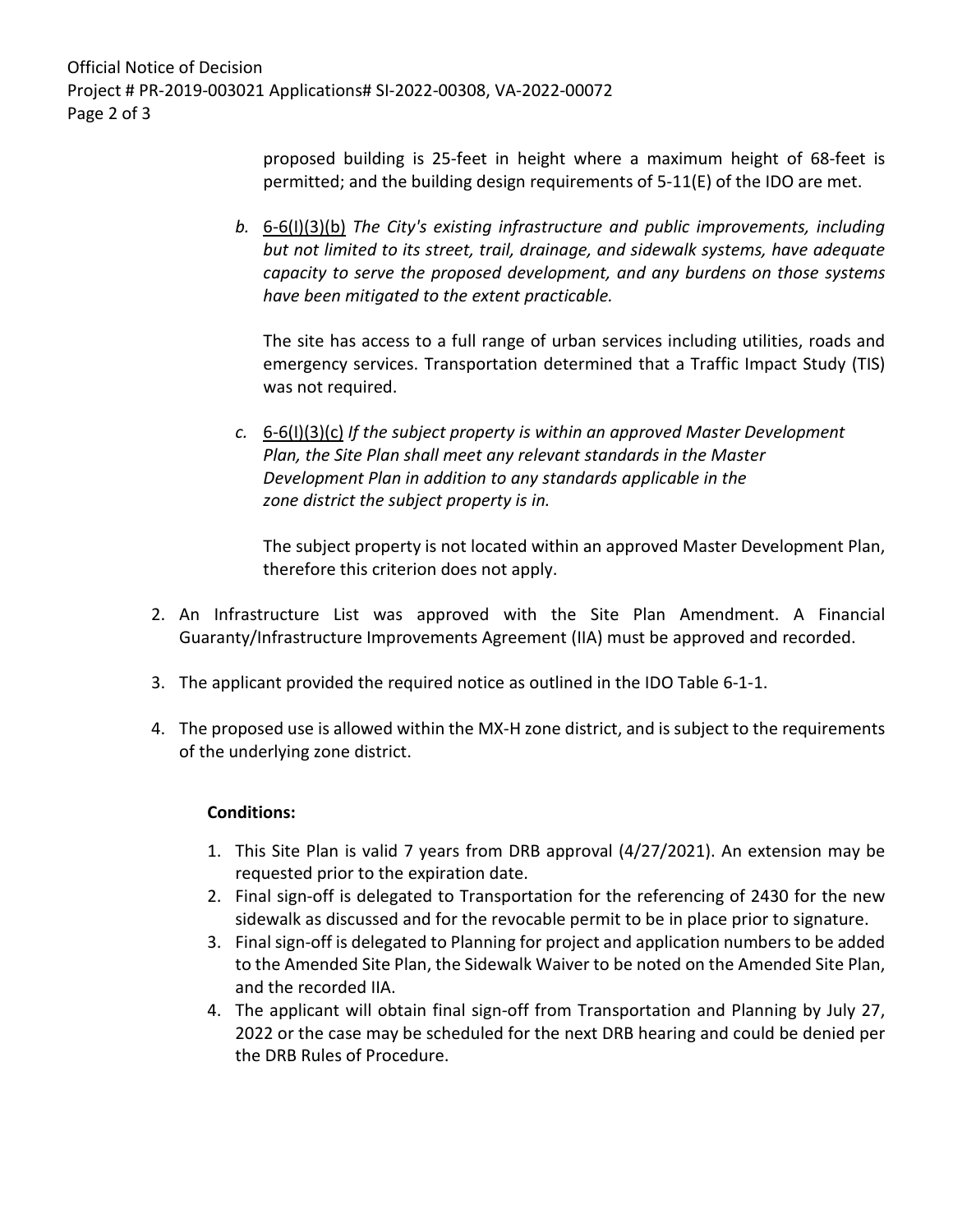proposed building is 25-feet in height where a maximum height of 68-feet is permitted; and the building design requirements of 5-11(E) of the IDO are met.

b. 6-6(I)(3)(b) *The City's existing infrastructure and public improvements, including but not limited to its street, trail, drainage, and sidewalk systems, have adequate capacity to serve the proposed development, and any burdens on those systems have been mitigated to the extent practicable.*

   The site has access to a full range of urban services including utilities, roads and emergency services. Transportation determined that a Traffic Impact Study (TIS) was not required.

c. 6-6(I)(3)(c) *If the subject property is within an approved Master Development Plan, the Site Plan shall meet any relevant standards in the Master Development Plan in addition to any standards applicable in the zone district the subject property is in.*

   The subject property is not located within an approved Master Development Plan, therefore this criterion does not apply.

2. An Infrastructure List was approved with the Site Plan Amendment. A Financial Guaranty/Infrastructure Improvements Agreement (IIA) must be approved and recorded.

3. The applicant provided the required notice as outlined in the IDO Table 6-1-1.

4. The proposed use is allowed within the MX-H zone district, and is subject to the requirements of the underlying zone district.

**Conditions:**

1. This Site Plan is valid 7 years from DRB approval (4/27/2021). An extension may be requested prior to the expiration date.
2. Final sign-off is delegated to Transportation for the referencing of 2430 for the new sidewalk as discussed and for the revocable permit to be in place prior to signature.
3. Final sign-off is delegated to Planning for project and application numbers to be added to the Amended Site Plan, the Sidewalk Waiver to be noted on the Amended Site Plan, and the recorded IIA.
4. The applicant will obtain final sign-off from Transportation and Planning by July 27, 2022 or the case may be scheduled for the next DRB hearing and could be denied per the DRB Rules of Procedure.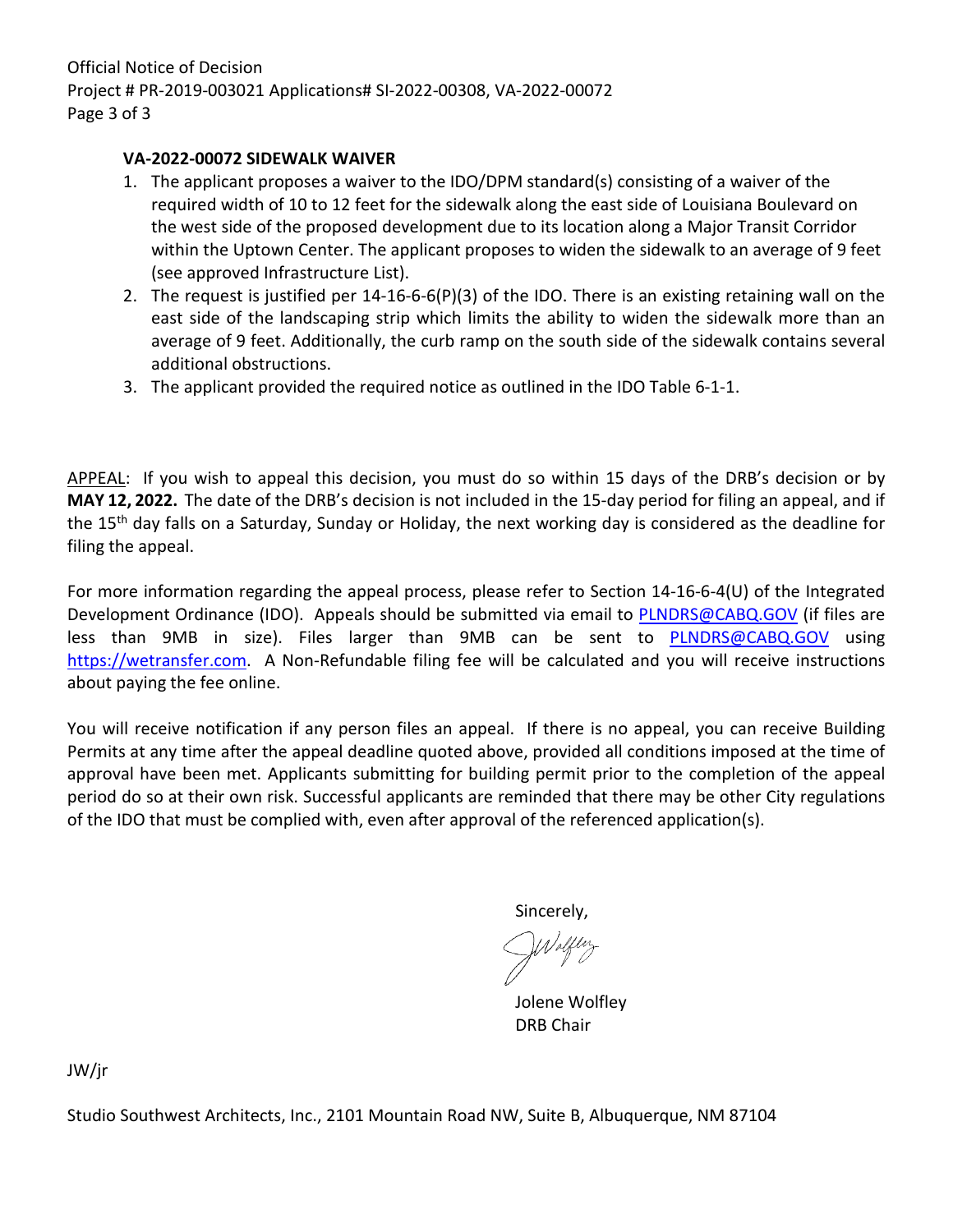### VA-2022-00072 SIDEWALK WAIVER

1. The applicant proposes a waiver to the IDO/DPM standard(s) consisting of a waiver of the required width of 10 to 12 feet for the sidewalk along the east side of Louisiana Boulevard on the west side of the proposed development due to its location along a Major Transit Corridor within the Uptown Center. The applicant proposes to widen the sidewalk to an average of 9 feet (see approved Infrastructure List).
2. The request is justified per 14-16-6-6(P)(3) of the IDO. There is an existing retaining wall on the east side of the landscaping strip which limits the ability to widen the sidewalk more than an average of 9 feet. Additionally, the curb ramp on the south side of the sidewalk contains several additional obstructions.
3. The applicant provided the required notice as outlined in the IDO Table 6-1-1.

APPEAL: If you wish to appeal this decision, you must do so within 15 days of the DRB's decision or by **MAY 12, 2022.** The date of the DRB's decision is not included in the 15-day period for filing an appeal, and if the 15th day falls on a Saturday, Sunday or Holiday, the next working day is considered as the deadline for filing the appeal.

For more information regarding the appeal process, please refer to Section 14-16-6-4(U) of the Integrated Development Ordinance (IDO). Appeals should be submitted via email to PLNDRS@CABQ.GOV (if files are less than 9MB in size). Files larger than 9MB can be sent to PLNDRS@CABQ.GOV using https://wetransfer.com. A Non-Refundable filing fee will be calculated and you will receive instructions about paying the fee online.

You will receive notification if any person files an appeal. If there is no appeal, you can receive Building Permits at any time after the appeal deadline quoted above, provided all conditions imposed at the time of approval have been met. Applicants submitting for building permit prior to the completion of the appeal period do so at their own risk. Successful applicants are reminded that there may be other City regulations of the IDO that must be complied with, even after approval of the referenced application(s).

Sincerely,

Jolene Wolfley
DRB Chair

JW/jr

Studio Southwest Architects, Inc., 2101 Mountain Road NW, Suite B, Albuquerque, NM 87104